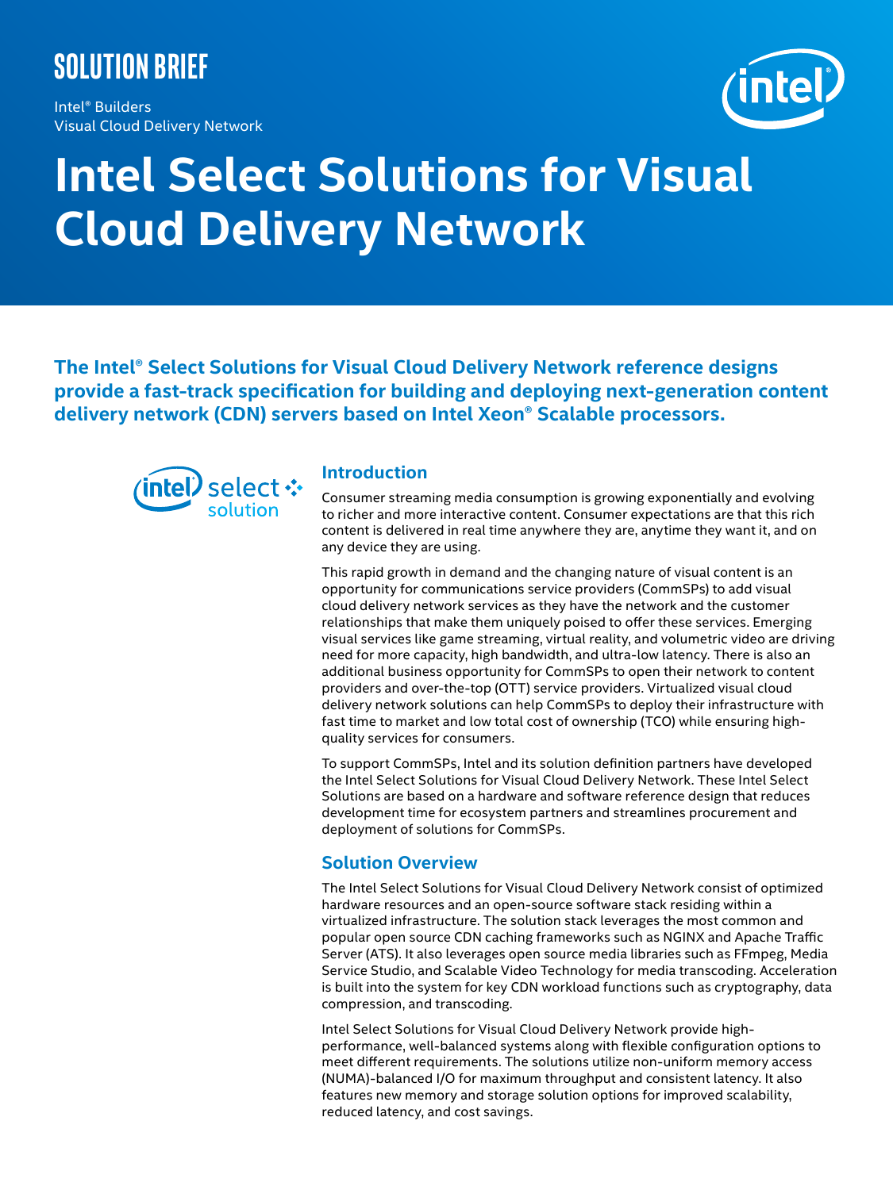SOLUTION BRIEF

Intel® Builders
Visual Cloud Delivery Network

# Intel Select Solutions for Visual Cloud Delivery Network

**The Intel® Select Solutions for Visual Cloud Delivery Network reference designs provide a fast-track specification for building and deploying next-generation content delivery network (CDN) servers based on Intel Xeon® Scalable processors.**

## Introduction

Consumer streaming media consumption is growing exponentially and evolving to richer and more interactive content. Consumer expectations are that this rich content is delivered in real time anywhere they are, anytime they want it, and on any device they are using.

This rapid growth in demand and the changing nature of visual content is an opportunity for communications service providers (CommSPs) to add visual cloud delivery network services as they have the network and the customer relationships that make them uniquely poised to offer these services. Emerging visual services like game streaming, virtual reality, and volumetric video are driving need for more capacity, high bandwidth, and ultra-low latency. There is also an additional business opportunity for CommSPs to open their network to content providers and over-the-top (OTT) service providers. Virtualized visual cloud delivery network solutions can help CommSPs to deploy their infrastructure with fast time to market and low total cost of ownership (TCO) while ensuring high-quality services for consumers.

To support CommSPs, Intel and its solution definition partners have developed the Intel Select Solutions for Visual Cloud Delivery Network. These Intel Select Solutions are based on a hardware and software reference design that reduces development time for ecosystem partners and streamlines procurement and deployment of solutions for CommSPs.

## Solution Overview

The Intel Select Solutions for Visual Cloud Delivery Network consist of optimized hardware resources and an open-source software stack residing within a virtualized infrastructure. The solution stack leverages the most common and popular open source CDN caching frameworks such as NGINX and Apache Traffic Server (ATS). It also leverages open source media libraries such as FFmpeg, Media Service Studio, and Scalable Video Technology for media transcoding. Acceleration is built into the system for key CDN workload functions such as cryptography, data compression, and transcoding.

Intel Select Solutions for Visual Cloud Delivery Network provide high-performance, well-balanced systems along with flexible configuration options to meet different requirements. The solutions utilize non-uniform memory access (NUMA)-balanced I/O for maximum throughput and consistent latency. It also features new memory and storage solution options for improved scalability, reduced latency, and cost savings.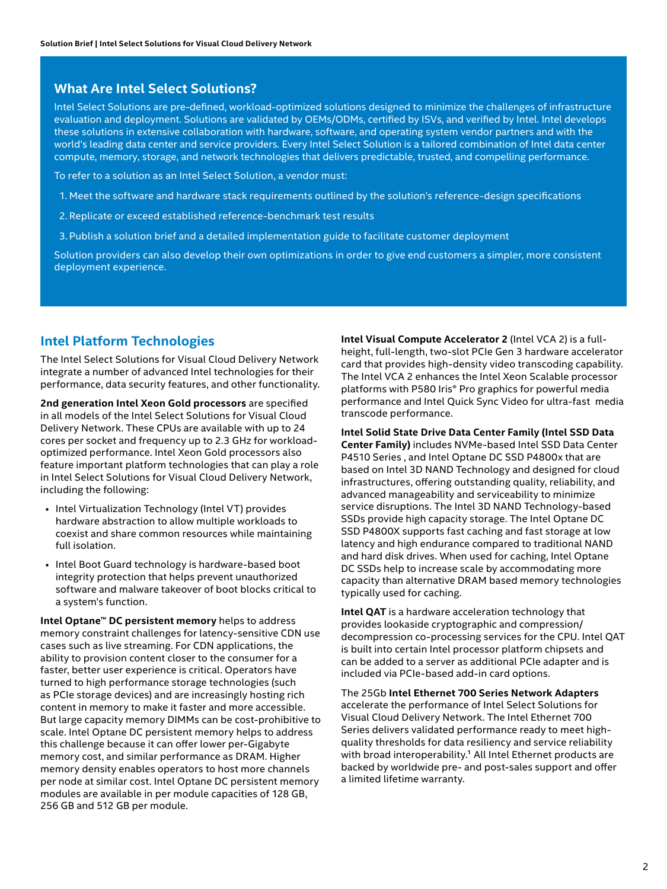## What Are Intel Select Solutions?

Intel Select Solutions are pre-defined, workload-optimized solutions designed to minimize the challenges of infrastructure evaluation and deployment. Solutions are validated by OEMs/ODMs, certified by ISVs, and verified by Intel. Intel develops these solutions in extensive collaboration with hardware, software, and operating system vendor partners and with the world's leading data center and service providers. Every Intel Select Solution is a tailored combination of Intel data center compute, memory, storage, and network technologies that delivers predictable, trusted, and compelling performance.

To refer to a solution as an Intel Select Solution, a vendor must:

1. Meet the software and hardware stack requirements outlined by the solution's reference-design specifications
2. Replicate or exceed established reference-benchmark test results
3. Publish a solution brief and a detailed implementation guide to facilitate customer deployment

Solution providers can also develop their own optimizations in order to give end customers a simpler, more consistent deployment experience.

## Intel Platform Technologies

The Intel Select Solutions for Visual Cloud Delivery Network integrate a number of advanced Intel technologies for their performance, data security features, and other functionality.

**2nd generation Intel Xeon Gold processors** are specified in all models of the Intel Select Solutions for Visual Cloud Delivery Network. These CPUs are available with up to 24 cores per socket and frequency up to 2.3 GHz for workload-optimized performance. Intel Xeon Gold processors also feature important platform technologies that can play a role in Intel Select Solutions for Visual Cloud Delivery Network, including the following:

- Intel Virtualization Technology (Intel VT) provides hardware abstraction to allow multiple workloads to coexist and share common resources while maintaining full isolation.
- Intel Boot Guard technology is hardware-based boot integrity protection that helps prevent unauthorized software and malware takeover of boot blocks critical to a system's function.

**Intel Optane™ DC persistent memory** helps to address memory constraint challenges for latency-sensitive CDN use cases such as live streaming. For CDN applications, the ability to provision content closer to the consumer for a faster, better user experience is critical. Operators have turned to high performance storage technologies (such as PCIe storage devices) and are increasingly hosting rich content in memory to make it faster and more accessible. But large capacity memory DIMMs can be cost-prohibitive to scale. Intel Optane DC persistent memory helps to address this challenge because it can offer lower per-Gigabyte memory cost, and similar performance as DRAM. Higher memory density enables operators to host more channels per node at similar cost. Intel Optane DC persistent memory modules are available in per module capacities of 128 GB, 256 GB and 512 GB per module.

**Intel Visual Compute Accelerator 2** (Intel VCA 2) is a full-height, full-length, two-slot PCIe Gen 3 hardware accelerator card that provides high-density video transcoding capability. The Intel VCA 2 enhances the Intel Xeon Scalable processor platforms with P580 Iris® Pro graphics for powerful media performance and Intel Quick Sync Video for ultra-fast media transcode performance.

**Intel Solid State Drive Data Center Family (Intel SSD Data Center Family)** includes NVMe-based Intel SSD Data Center P4510 Series , and Intel Optane DC SSD P4800x that are based on Intel 3D NAND Technology and designed for cloud infrastructures, offering outstanding quality, reliability, and advanced manageability and serviceability to minimize service disruptions. The Intel 3D NAND Technology-based SSDs provide high capacity storage. The Intel Optane DC SSD P4800X supports fast caching and fast storage at low latency and high endurance compared to traditional NAND and hard disk drives. When used for caching, Intel Optane DC SSDs help to increase scale by accommodating more capacity than alternative DRAM based memory technologies typically used for caching.

**Intel QAT** is a hardware acceleration technology that provides lookaside cryptographic and compression/decompression co-processing services for the CPU. Intel QAT is built into certain Intel processor platform chipsets and can be added to a server as additional PCIe adapter and is included via PCIe-based add-in card options.

The 25Gb **Intel Ethernet 700 Series Network Adapters** accelerate the performance of Intel Select Solutions for Visual Cloud Delivery Network. The Intel Ethernet 700 Series delivers validated performance ready to meet high-quality thresholds for data resiliency and service reliability with broad interoperability.[1] All Intel Ethernet products are backed by worldwide pre- and post-sales support and offer a limited lifetime warranty.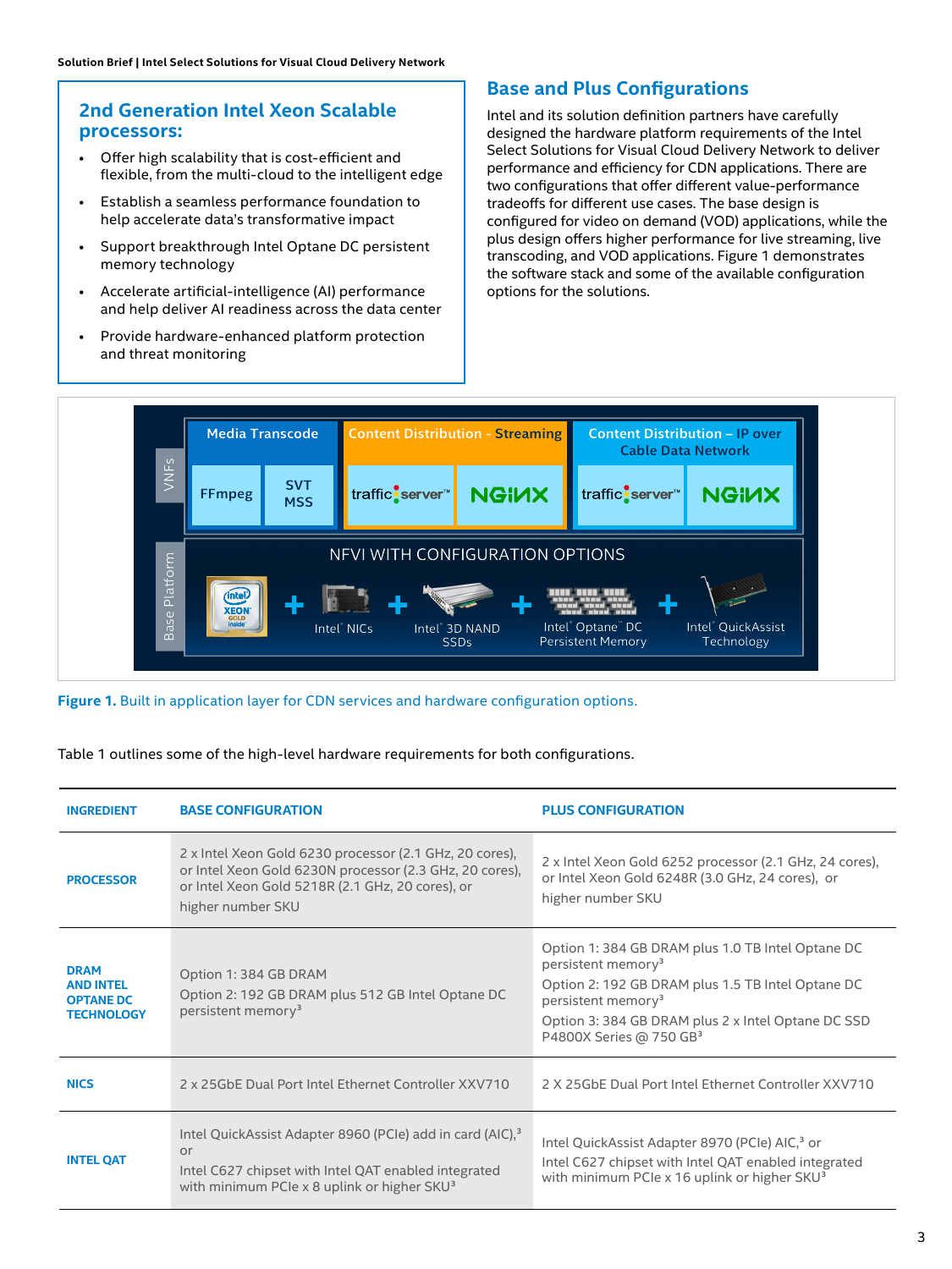## 2nd Generation Intel Xeon Scalable processors:

- Offer high scalability that is cost-efficient and flexible, from the multi-cloud to the intelligent edge
- Establish a seamless performance foundation to help accelerate data's transformative impact
- Support breakthrough Intel Optane DC persistent memory technology
- Accelerate artificial-intelligence (AI) performance and help deliver AI readiness across the data center
- Provide hardware-enhanced platform protection and threat monitoring

## Base and Plus Configurations

Intel and its solution definition partners have carefully designed the hardware platform requirements of the Intel Select Solutions for Visual Cloud Delivery Network to deliver performance and efficiency for CDN applications. There are two configurations that offer different value-performance tradeoffs for different use cases. The base design is configured for video on demand (VOD) applications, while the plus design offers higher performance for live streaming, live transcoding, and VOD applications. Figure 1 demonstrates the software stack and some of the available configuration options for the solutions.

**Figure 1.** Built in application layer for CDN services and hardware configuration options.

Table 1 outlines some of the high-level hardware requirements for both configurations.

| INGREDIENT | BASE CONFIGURATION | PLUS CONFIGURATION |
| --- | --- | --- |
| PROCESSOR | 2 x Intel Xeon Gold 6230 processor (2.1 GHz, 20 cores), or Intel Xeon Gold 6230N processor (2.3 GHz, 20 cores), or Intel Xeon Gold 5218R (2.1 GHz, 20 cores), or higher number SKU | 2 x Intel Xeon Gold 6252 processor (2.1 GHz, 24 cores), or Intel Xeon Gold 6248R (3.0 GHz, 24 cores), or higher number SKU |
| DRAM AND INTEL OPTANE DC TECHNOLOGY | Option 1: 384 GB DRAM<br>Option 2: 192 GB DRAM plus 512 GB Intel Optane DC persistent memory[3] | Option 1: 384 GB DRAM plus 1.0 TB Intel Optane DC persistent memory[3]<br>Option 2: 192 GB DRAM plus 1.5 TB Intel Optane DC persistent memory[3]<br>Option 3: 384 GB DRAM plus 2 x Intel Optane DC SSD P4800X Series @ 750 GB[3] |
| NICS | 2 x 25GbE Dual Port Intel Ethernet Controller XXV710 | 2 X 25GbE Dual Port Intel Ethernet Controller XXV710 |
| INTEL QAT | Intel QuickAssist Adapter 8960 (PCIe) add in card (AIC),[3] or<br>Intel C627 chipset with Intel QAT enabled integrated with minimum PCIe x 8 uplink or higher SKU[3] | Intel QuickAssist Adapter 8970 (PCIe) AIC,[3] or<br>Intel C627 chipset with Intel QAT enabled integrated with minimum PCIe x 16 uplink or higher SKU[3] |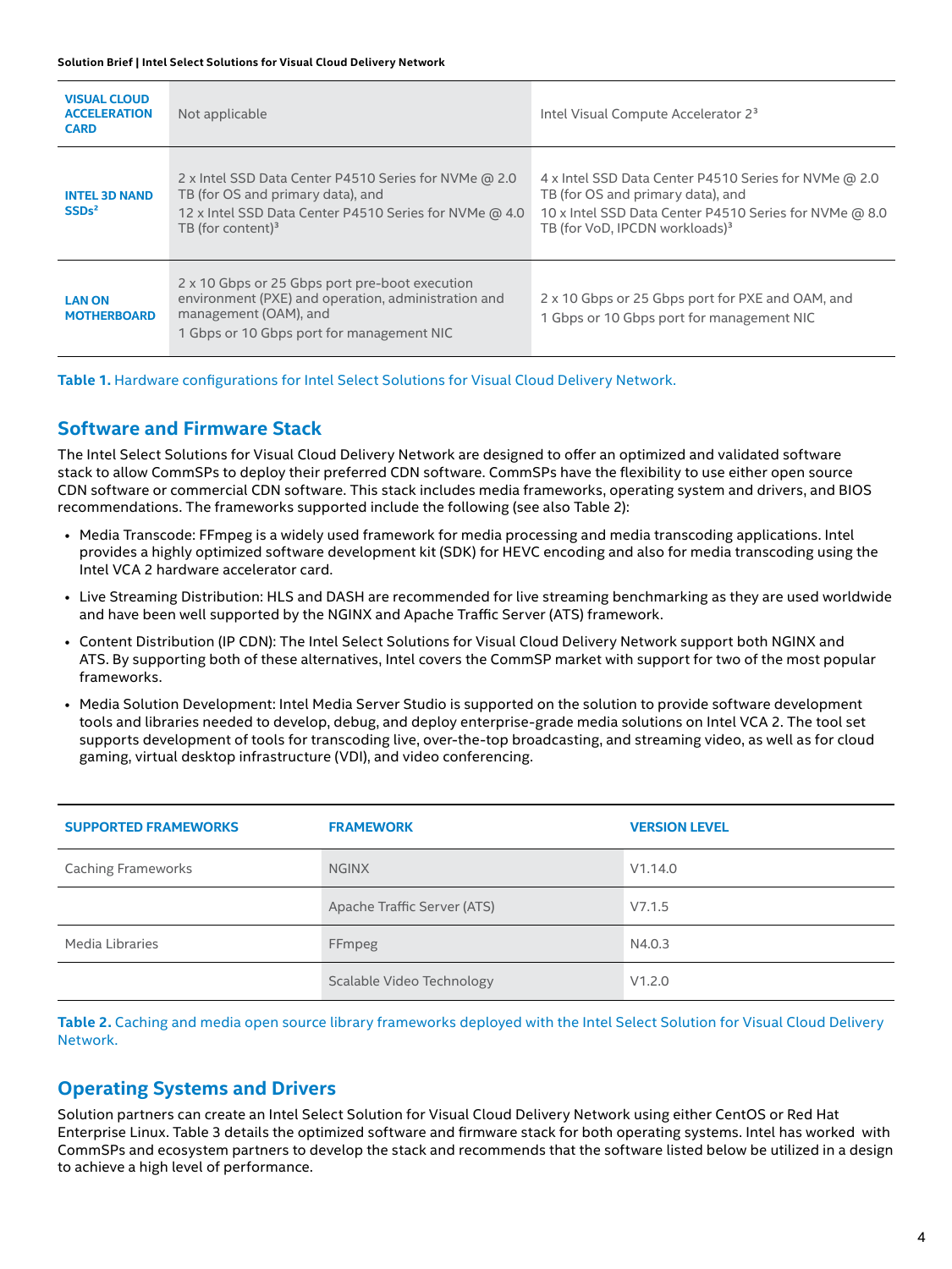| | | |
|---|---|---|
| **VISUAL CLOUD ACCELERATION CARD** | Not applicable | Intel Visual Compute Accelerator 2[3] |
| **INTEL 3D NAND SSDs[2]** | 2 x Intel SSD Data Center P4510 Series for NVMe @ 2.0 TB (for OS and primary data), and<br>12 x Intel SSD Data Center P4510 Series for NVMe @ 4.0 TB (for content)[3] | 4 x Intel SSD Data Center P4510 Series for NVMe @ 2.0 TB (for OS and primary data), and<br>10 x Intel SSD Data Center P4510 Series for NVMe @ 8.0 TB (for VoD, IPCDN workloads)[3] |
| **LAN ON MOTHERBOARD** | 2 x 10 Gbps or 25 Gbps port pre-boot execution environment (PXE) and operation, administration and management (OAM), and<br>1 Gbps or 10 Gbps port for management NIC | 2 x 10 Gbps or 25 Gbps port for PXE and OAM, and<br>1 Gbps or 10 Gbps port for management NIC |

**Table 1.** Hardware configurations for Intel Select Solutions for Visual Cloud Delivery Network.

## Software and Firmware Stack

The Intel Select Solutions for Visual Cloud Delivery Network are designed to offer an optimized and validated software stack to allow CommSPs to deploy their preferred CDN software. CommSPs have the flexibility to use either open source CDN software or commercial CDN software. This stack includes media frameworks, operating system and drivers, and BIOS recommendations. The frameworks supported include the following (see also Table 2):

- Media Transcode: FFmpeg is a widely used framework for media processing and media transcoding applications. Intel provides a highly optimized software development kit (SDK) for HEVC encoding and also for media transcoding using the Intel VCA 2 hardware accelerator card.
- Live Streaming Distribution: HLS and DASH are recommended for live streaming benchmarking as they are used worldwide and have been well supported by the NGINX and Apache Traffic Server (ATS) framework.
- Content Distribution (IP CDN): The Intel Select Solutions for Visual Cloud Delivery Network support both NGINX and ATS. By supporting both of these alternatives, Intel covers the CommSP market with support for two of the most popular frameworks.
- Media Solution Development: Intel Media Server Studio is supported on the solution to provide software development tools and libraries needed to develop, debug, and deploy enterprise-grade media solutions on Intel VCA 2. The tool set supports development of tools for transcoding live, over-the-top broadcasting, and streaming video, as well as for cloud gaming, virtual desktop infrastructure (VDI), and video conferencing.

| SUPPORTED FRAMEWORKS | FRAMEWORK | VERSION LEVEL |
|---|---|---|
| Caching Frameworks | NGINX | V1.14.0 |
| | Apache Traffic Server (ATS) | V7.1.5 |
| Media Libraries | FFmpeg | N4.0.3 |
| | Scalable Video Technology | V1.2.0 |

**Table 2.** Caching and media open source library frameworks deployed with the Intel Select Solution for Visual Cloud Delivery Network.

## Operating Systems and Drivers

Solution partners can create an Intel Select Solution for Visual Cloud Delivery Network using either CentOS or Red Hat Enterprise Linux. Table 3 details the optimized software and firmware stack for both operating systems. Intel has worked with CommSPs and ecosystem partners to develop the stack and recommends that the software listed below be utilized in a design to achieve a high level of performance.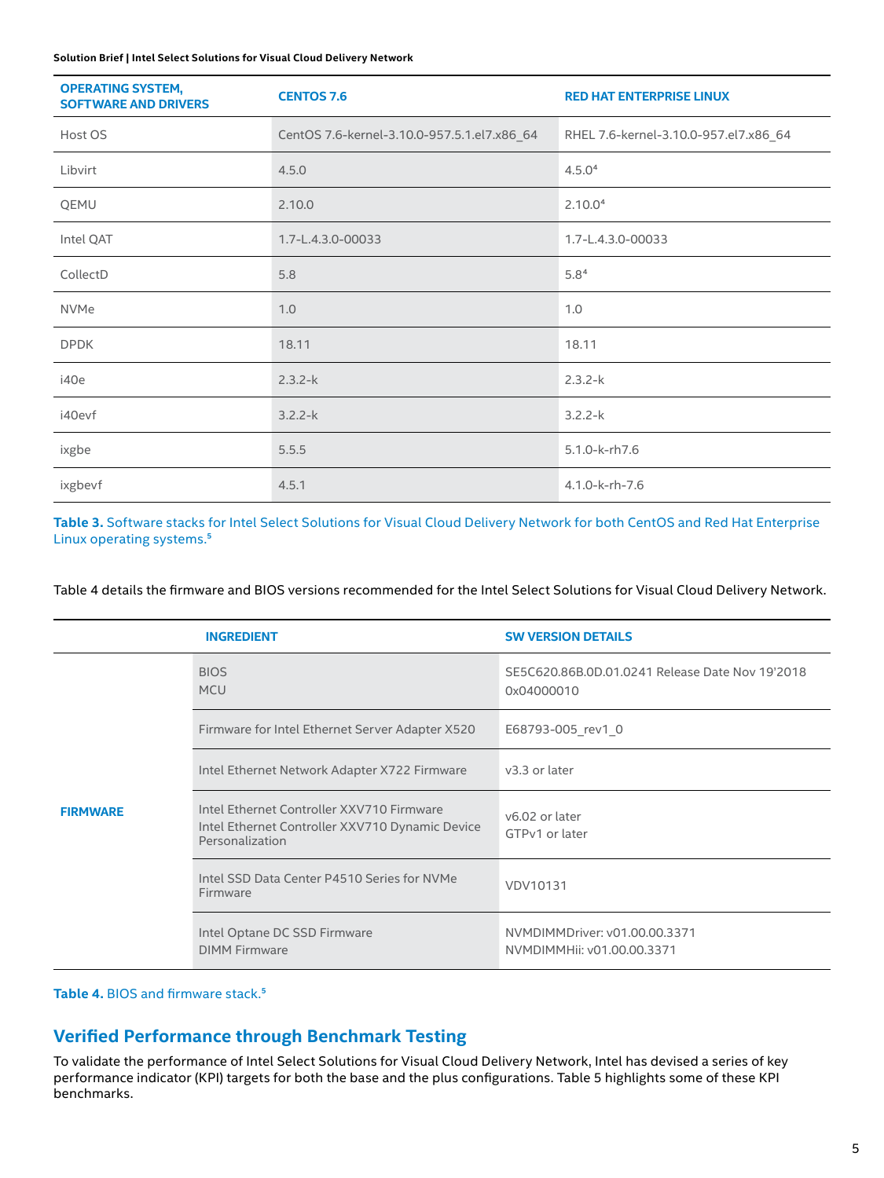| OPERATING SYSTEM, SOFTWARE AND DRIVERS | CENTOS 7.6 | RED HAT ENTERPRISE LINUX |
|---|---|---|
| Host OS | CentOS 7.6-kernel-3.10.0-957.5.1.el7.x86_64 | RHEL 7.6-kernel-3.10.0-957.el7.x86_64 |
| Libvirt | 4.5.0 | 4.5.0[4] |
| QEMU | 2.10.0 | 2.10.0[4] |
| Intel QAT | 1.7-L.4.3.0-00033 | 1.7-L.4.3.0-00033 |
| CollectD | 5.8 | 5.8[4] |
| NVMe | 1.0 | 1.0 |
| DPDK | 18.11 | 18.11 |
| i40e | 2.3.2-k | 2.3.2-k |
| i40evf | 3.2.2-k | 3.2.2-k |
| ixgbe | 5.5.5 | 5.1.0-k-rh7.6 |
| ixgbevf | 4.5.1 | 4.1.0-k-rh-7.6 |

**Table 3.** Software stacks for Intel Select Solutions for Visual Cloud Delivery Network for both CentOS and Red Hat Enterprise Linux operating systems.[5]

Table 4 details the firmware and BIOS versions recommended for the Intel Select Solutions for Visual Cloud Delivery Network.

| | INGREDIENT | SW VERSION DETAILS |
|---|---|---|
| FIRMWARE | BIOS<br>MCU | SE5C620.86B.0D.01.0241 Release Date Nov 19'2018<br>0x04000010 |
| | Firmware for Intel Ethernet Server Adapter X520 | E68793-005_rev1_0 |
| | Intel Ethernet Network Adapter X722 Firmware | v3.3 or later |
| | Intel Ethernet Controller XXV710 Firmware<br>Intel Ethernet Controller XXV710 Dynamic Device Personalization | v6.02 or later<br>GTPv1 or later |
| | Intel SSD Data Center P4510 Series for NVMe Firmware | VDV10131 |
| | Intel Optane DC SSD Firmware<br>DIMM Firmware | NVMDIMMDriver: v01.00.00.3371<br>NVMDIMMHii: v01.00.00.3371 |

**Table 4.** BIOS and firmware stack.[5]

## Verified Performance through Benchmark Testing

To validate the performance of Intel Select Solutions for Visual Cloud Delivery Network, Intel has devised a series of key performance indicator (KPI) targets for both the base and the plus configurations. Table 5 highlights some of these KPI benchmarks.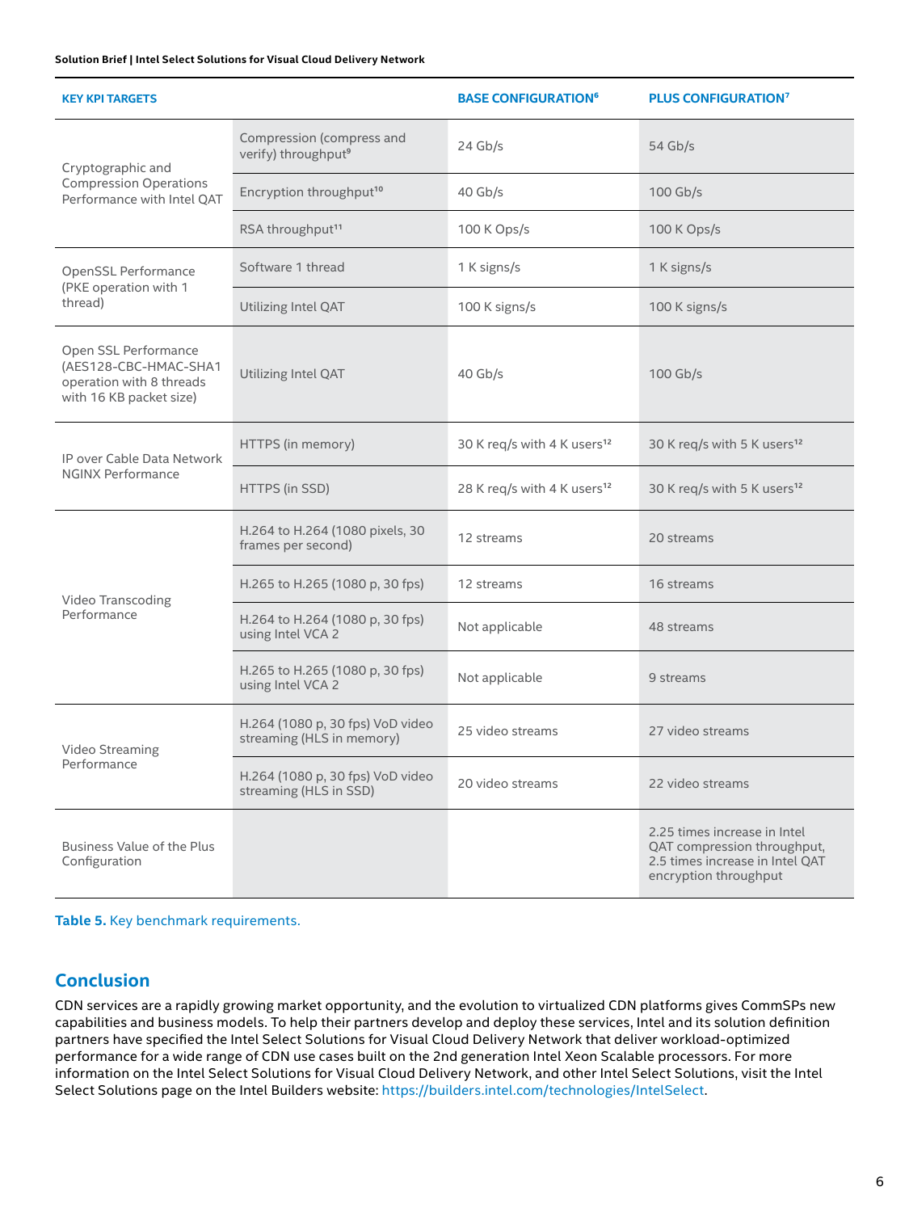| KEY KPI TARGETS | | BASE CONFIGURATION[6] | PLUS CONFIGURATION[7] |
|---|---|---|---|
| Cryptographic and Compression Operations Performance with Intel QAT | Compression (compress and verify) throughput[9] | 24 Gb/s | 54 Gb/s |
| | Encryption throughput[10] | 40 Gb/s | 100 Gb/s |
| | RSA throughput[11] | 100 K Ops/s | 100 K Ops/s |
| OpenSSL Performance (PKE operation with 1 thread) | Software 1 thread | 1 K signs/s | 1 K signs/s |
| | Utilizing Intel QAT | 100 K signs/s | 100 K signs/s |
| Open SSL Performance (AES128-CBC-HMAC-SHA1 operation with 8 threads with 16 KB packet size) | Utilizing Intel QAT | 40 Gb/s | 100 Gb/s |
| IP over Cable Data Network NGINX Performance | HTTPS (in memory) | 30 K req/s with 4 K users[12] | 30 K req/s with 5 K users[12] |
| | HTTPS (in SSD) | 28 K req/s with 4 K users[12] | 30 K req/s with 5 K users[12] |
| Video Transcoding Performance | H.264 to H.264 (1080 pixels, 30 frames per second) | 12 streams | 20 streams |
| | H.265 to H.265 (1080 p, 30 fps) | 12 streams | 16 streams |
| | H.264 to H.264 (1080 p, 30 fps) using Intel VCA 2 | Not applicable | 48 streams |
| | H.265 to H.265 (1080 p, 30 fps) using Intel VCA 2 | Not applicable | 9 streams |
| Video Streaming Performance | H.264 (1080 p, 30 fps) VoD video streaming (HLS in memory) | 25 video streams | 27 video streams |
| | H.264 (1080 p, 30 fps) VoD video streaming (HLS in SSD) | 20 video streams | 22 video streams |
| Business Value of the Plus Configuration | | | 2.25 times increase in Intel QAT compression throughput, 2.5 times increase in Intel QAT encryption throughput |

**Table 5.** Key benchmark requirements.

## Conclusion

CDN services are a rapidly growing market opportunity, and the evolution to virtualized CDN platforms gives CommSPs new capabilities and business models. To help their partners develop and deploy these services, Intel and its solution definition partners have specified the Intel Select Solutions for Visual Cloud Delivery Network that deliver workload-optimized performance for a wide range of CDN use cases built on the 2nd generation Intel Xeon Scalable processors. For more information on the Intel Select Solutions for Visual Cloud Delivery Network, and other Intel Select Solutions, visit the Intel Select Solutions page on the Intel Builders website: https://builders.intel.com/technologies/IntelSelect.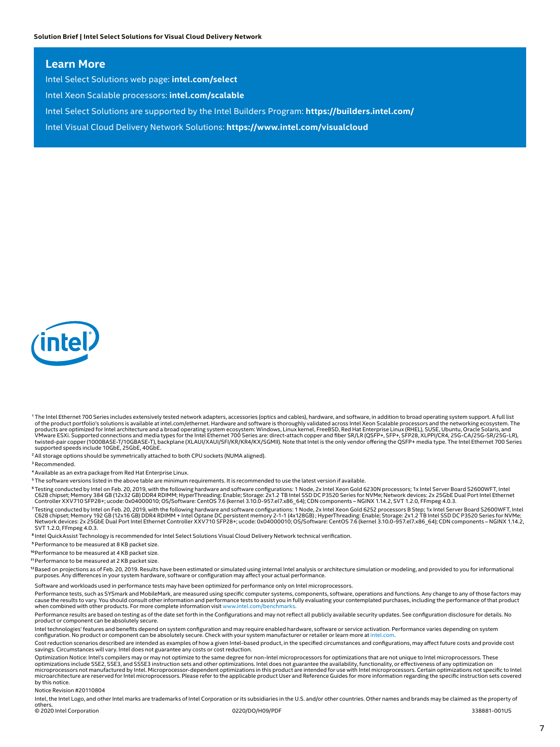## Learn More

Intel Select Solutions web page: **intel.com/select**

Intel Xeon Scalable processors: **intel.com/scalable**

Intel Select Solutions are supported by the Intel Builders Program: **https://builders.intel.com/**

Intel Visual Cloud Delivery Network Solutions: **https://www.intel.com/visualcloud**

[1] The Intel Ethernet 700 Series includes extensively tested network adapters, accessories (optics and cables), hardware, and software, in addition to broad operating system support. A full list of the product portfolio's solutions is available at intel.com/ethernet. Hardware and software is thoroughly validated across Intel Xeon Scalable processors and the networking ecosystem. The products are optimized for Intel architecture and a broad operating system ecosystem: Windows, Linux kernel, FreeBSD, Red Hat Enterprise Linux (RHEL), SUSE, Ubuntu, Oracle Solaris, and VMware ESXi. Supported connections and media types for the Intel Ethernet 700 Series are: direct-attach copper and fiber SR/LR (QSFP+, SFP+, SFP28, XLPPI/CR4, 25G-CA/25G-SR/25G-LR), twisted-pair copper (1000BASE-T/10GBASE-T), backplane (XLAUI/XAUI/SFI/KR/KR4/KX/SGMII). Note that Intel is the only vendor offering the QSFP+ media type. The Intel Ethernet 700 Series supported speeds include 10GbE, 25GbE, 40GbE.

[2] All storage options should be symmetrically attached to both CPU sockets (NUMA aligned).

[3] Recommended.

[4] Available as an extra package from Red Hat Enterprise Linux.

[5] The software versions listed in the above table are minimum requirements. It is recommended to use the latest version if available.

[6] Testing conducted by Intel on Feb. 20, 2019, with the following hardware and software configurations: 1 Node, 2x Intel Xeon Gold 6230N processors; 1x Intel Server Board S2600WFT, Intel C628 chipset; Memory 384 GB (12x32 GB) DDR4 RDIMM; HyperThreading: Enable; Storage: 2x1.2 TB Intel SSD DC P3520 Series for NVMe; Network devices: 2x 25GbE Dual Port Intel Ethernet Controller XXV710 SFP28+; ucode: 0x04000010; OS/Software: CentOS 7.6 (kernel 3.10.0-957.el7.x86_64); CDN components – NGINX 1.14.2, SVT 1.2.0, FFmpeg 4.0.3.

[7] Testing conducted by Intel on Feb. 20, 2019, with the following hardware and software configurations: 1 Node, 2x Intel Xeon Gold 6252 processors B Step; 1x Intel Server Board S2600WFT, Intel C628 chipset; Memory 192 GB (12x16 GB) DDR4 RDIMM + Intel Optane DC persistent memory 2-1-1 (4x128GB) ; HyperThreading: Enable; Storage: 2x1.2 TB Intel SSD DC P3520 Series for NVMe; Network devices: 2x 25GbE Dual Port Intel Ethernet Controller XXV710 SFP28+; ucode: 0x04000010; OS/Software: CentOS 7.6 (kernel 3.10.0-957.el7.x86_64); CDN components – NGINX 1.14.2, SVT 1.2.0, FFmpeg 4.0.3.

[8] Intel QuickAssist Technology is recommended for Intel Select Solutions Visual Cloud Delivery Network technical verification.

[9] Performance to be measured at 8 KB packet size.

[10] Performance to be measured at 4 KB packet size.

[11] Performance to be measured at 2 KB packet size.

[12] Based on projections as of Feb. 20, 2019. Results have been estimated or simulated using internal Intel analysis or architecture simulation or modeling, and provided to you for informational purposes. Any differences in your system hardware, software or configuration may affect your actual performance.

Software and workloads used in performance tests may have been optimized for performance only on Intel microprocessors.

Performance tests, such as SYSmark and MobileMark, are measured using specific computer systems, components, software, operations and functions. Any change to any of those factors may cause the results to vary. You should consult other information and performance tests to assist you in fully evaluating your contemplated purchases, including the performance of that product when combined with other products. For more complete information visit www.intel.com/benchmarks.

Performance results are based on testing as of the date set forth in the Configurations and may not reflect all publicly available security updates. See configuration disclosure for details. No product or component can be absolutely secure.

Intel technologies' features and benefits depend on system configuration and may require enabled hardware, software or service activation. Performance varies depending on system configuration. No product or component can be absolutely secure. Check with your system manufacturer or retailer or learn more at intel.com.

Cost reduction scenarios described are intended as examples of how a given Intel-based product, in the specified circumstances and configurations, may affect future costs and provide cost savings. Circumstances will vary. Intel does not guarantee any costs or cost reduction.

Optimization Notice: Intel's compilers may or may not optimize to the same degree for non-Intel microprocessors for optimizations that are not unique to Intel microprocessors. These optimizations include SSE2, SSE3, and SSSE3 instruction sets and other optimizations. Intel does not guarantee the availability, functionality, or effectiveness of any optimization on microprocessors not manufactured by Intel. Microprocessor-dependent optimizations in this product are intended for use with Intel microprocessors. Certain optimizations not specific to Intel microarchitecture are reserved for Intel microprocessors. Please refer to the applicable product User and Reference Guides for more information regarding the specific instruction sets covered by this notice.

Notice Revision #20110804

Intel, the Intel Logo, and other Intel marks are trademarks of Intel Corporation or its subsidiaries in the U.S. and/or other countries. Other names and brands may be claimed as the property of others.

© 2020 Intel Corporation 0220/DO/H09/PDF 338881-001US